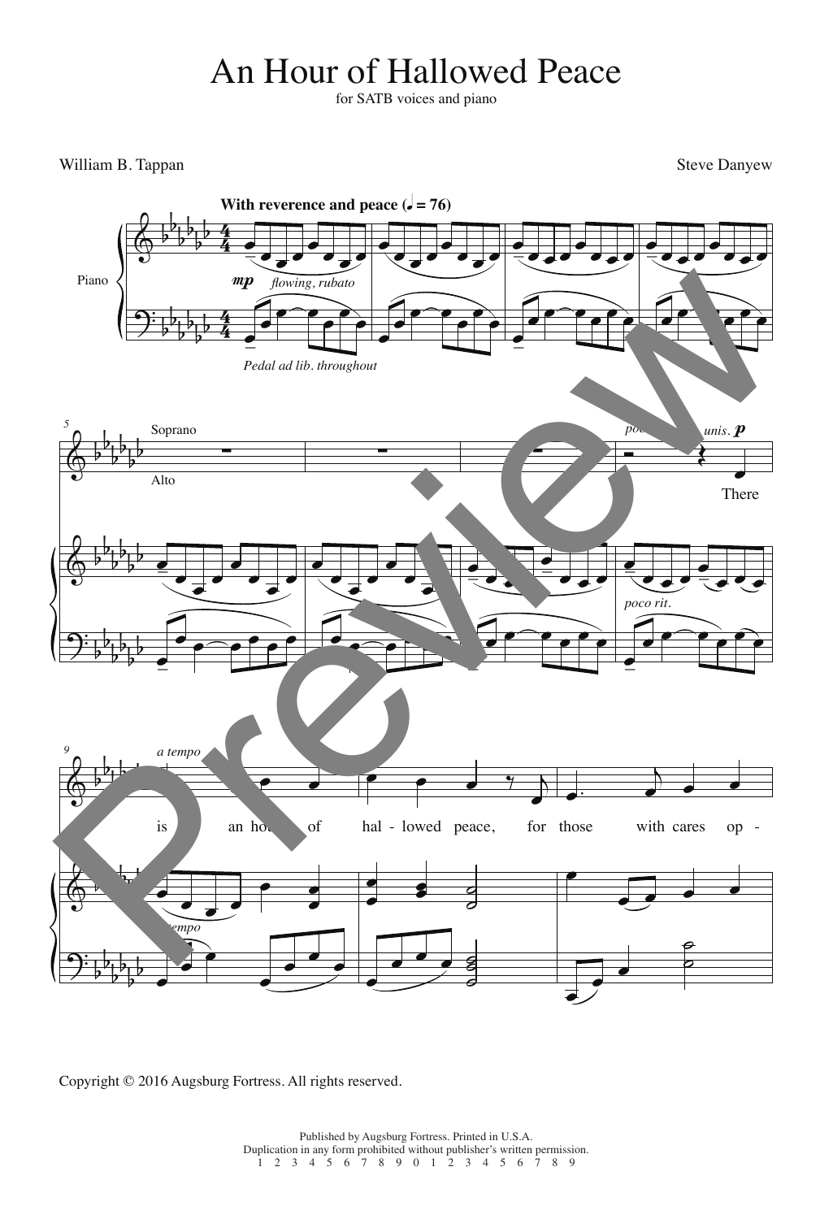# An Hour of Hallowed Peace

for SATB voices and piano

William B. Tappan

Steve Danyew

Copyright © 2016 Augsburg Fortress. All rights reserved.

Published by Augsburg Fortress. Printed in U.S.A.
Duplication in any form prohibited without publisher's written permission.
1 2 3 4 5 6 7 8 9 0 1 2 3 4 5 6 7 8 9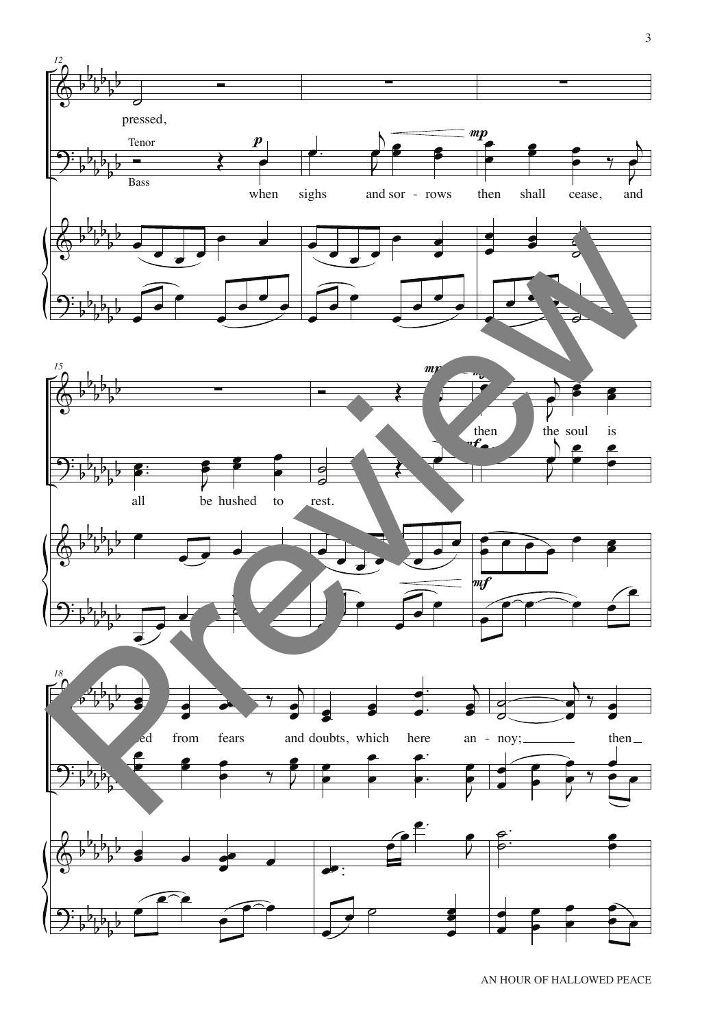pressed,

Tenor

Bass

when sighs and sor - rows then shall cease, and all be hushed to rest.

then the soul is ed from fears and doubts, which here an - noy; then